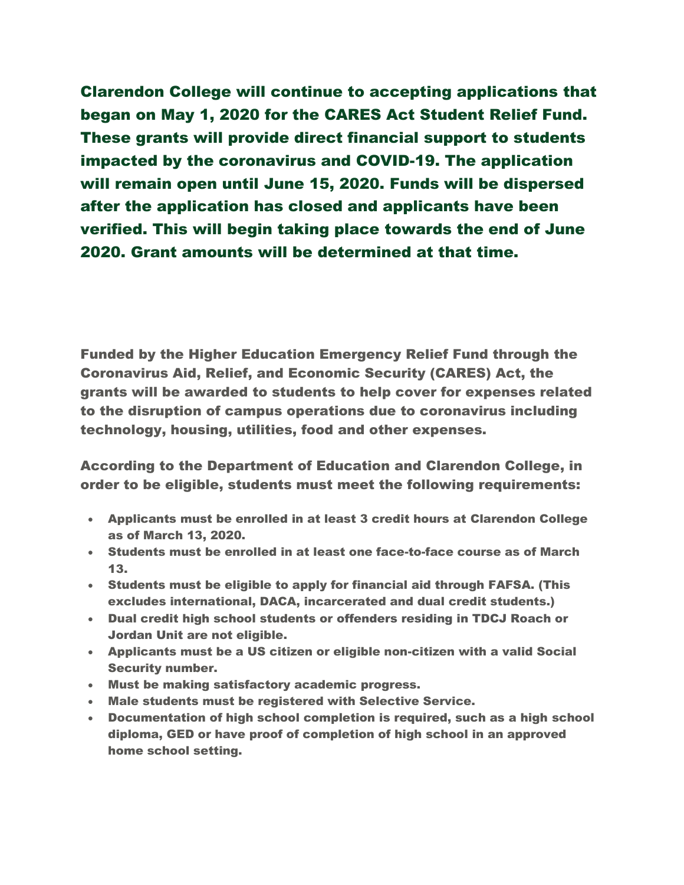**Clarendon College will continue to accepting applications that began on May 1, 2020 for the CARES Act Student Relief Fund. These grants will provide direct financial support to students impacted by the coronavirus and COVID-19. The application will remain open until June 15, 2020. Funds will be dispersed after the application has closed and applicants have been verified. This will begin taking place towards the end of June 2020. Grant amounts will be determined at that time.**

**Funded by the Higher Education Emergency Relief Fund through the Coronavirus Aid, Relief, and Economic Security (CARES) Act, the grants will be awarded to students to help cover for expenses related to the disruption of campus operations due to coronavirus including technology, housing, utilities, food and other expenses.**

**According to the Department of Education and Clarendon College, in order to be eligible, students must meet the following requirements:**

- **Applicants must be enrolled in at least 3 credit hours at Clarendon College as of March 13, 2020.**
- **Students must be enrolled in at least one face-to-face course as of March 13.**
- **Students must be eligible to apply for financial aid through FAFSA. (This excludes international, DACA, incarcerated and dual credit students.)**
- **Dual credit high school students or offenders residing in TDCJ Roach or Jordan Unit are not eligible.**
- **Applicants must be a US citizen or eligible non-citizen with a valid Social Security number.**
- **Must be making satisfactory academic progress.**
- **Male students must be registered with Selective Service.**
- **Documentation of high school completion is required, such as a high school diploma, GED or have proof of completion of high school in an approved home school setting.**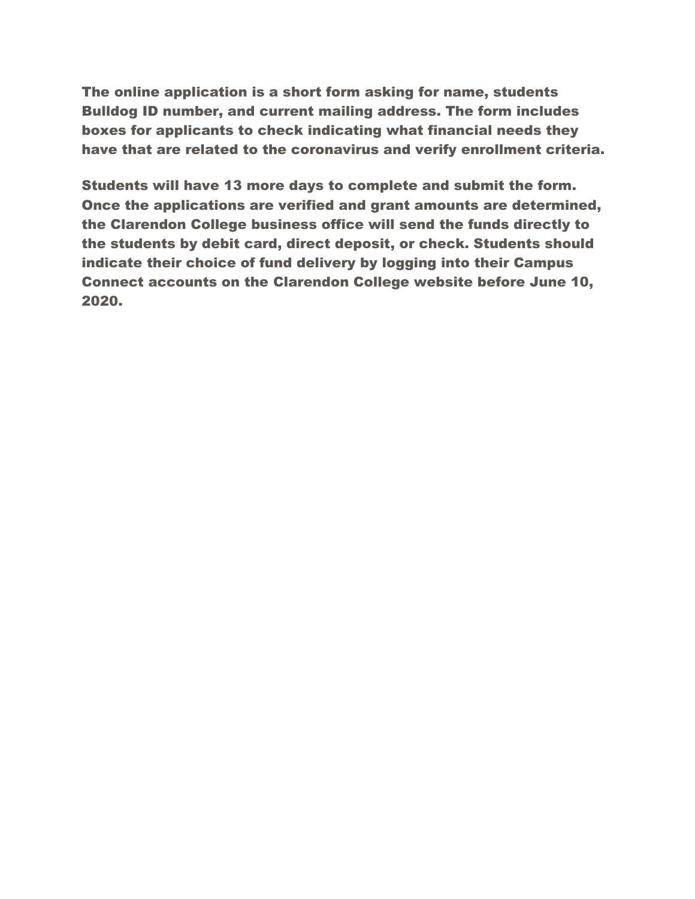**The online application is a short form asking for name, students Bulldog ID number, and current mailing address. The form includes boxes for applicants to check indicating what financial needs they have that are related to the coronavirus and verify enrollment criteria.**

**Students will have 13 more days to complete and submit the form. Once the applications are verified and grant amounts are determined, the Clarendon College business office will send the funds directly to the students by debit card, direct deposit, or check. Students should indicate their choice of fund delivery by logging into their Campus Connect accounts on the Clarendon College website before June 10, 2020.**